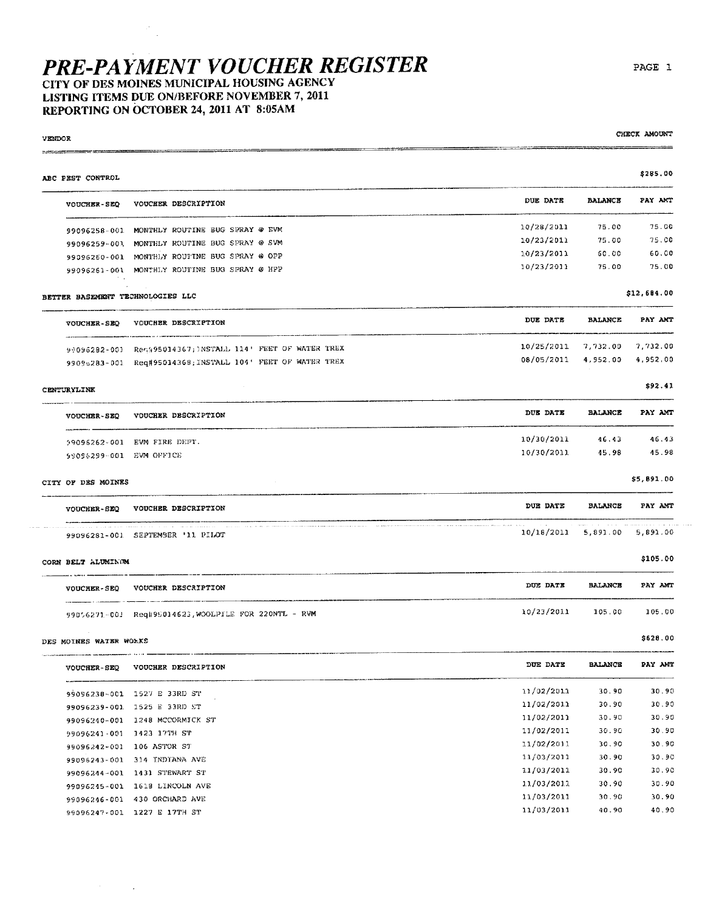# *PRE-PAYMENT VOUCHER REGISTER*

**CITY OF DES MOINES MUNICIPAL HOUSING AGENCY**
**LISTING ITEMS DUE ON/BEFORE NOVEMBER 7, 2011**
**REPORTING ON OCTOBER 24, 2011 AT 8:05AM**

| VENDOR | | | | CHECK AMOUNT |
|---|---|---|---|---|

**ABC PEST CONTROL** — $285.00

| VOUCHER-SEQ | VOUCHER DESCRIPTION | DUE DATE | BALANCE | PAY AMT |
|---|---|---|---|---|
| 99096258-001 | MONTHLY ROUTINE BUG SPRAY @ EVM | 10/28/2011 | 75.00 | 75.00 |
| 99096259-001 | MONTHLY ROUTINE BUG SPRAY @ SVM | 10/23/2011 | 75.00 | 75.00 |
| 99096260-001 | MONTHLY ROUTINE BUG SPRAY @ OPP | 10/23/2011 | 60.00 | 60.00 |
| 99096261-001 | MONTHLY ROUTINE BUG SPRAY @ HPP | 10/23/2011 | 75.00 | 75.00 |

**BETTER BASEMENT TECHNOLOGIES LLC** — $12,684.00

| VOUCHER-SEQ | VOUCHER DESCRIPTION | DUE DATE | BALANCE | PAY AMT |
|---|---|---|---|---|
| 99096282-001 | Req#95014367;INSTALL 114' FEET OF WATER TREX | 10/25/2011 | 7,732.00 | 7,732.00 |
| 99096283-001 | Req#95014368;INSTALL 104' FEET OF WATER TREX | 08/05/2011 | 4,952.00 | 4,952.00 |

**CENTURYLINK** — $92.41

| VOUCHER-SEQ | VOUCHER DESCRIPTION | DUE DATE | BALANCE | PAY AMT |
|---|---|---|---|---|
| 99096262-001 | EVM FIRE DEPT. | 10/30/2011 | 46.43 | 46.43 |
| 99096299-001 | EVM OFFICE | 10/30/2011 | 45.98 | 45.98 |

**CITY OF DES MOINES** — $5,891.00

| VOUCHER-SEQ | VOUCHER DESCRIPTION | DUE DATE | BALANCE | PAY AMT |
|---|---|---|---|---|
| 99096281-001 | SEPTEMBER '11 PILOT | 10/18/2011 | 5,891.00 | 5,891.00 |

**CORN BELT ALUMINUM** — $105.00

| VOUCHER-SEQ | VOUCHER DESCRIPTION | DUE DATE | BALANCE | PAY AMT |
|---|---|---|---|---|
| 99096271-001 | Req#95014623;WOOLPILE FOR 220NTL - RVM | 10/23/2011 | 105.00 | 105.00 |

**DES MOINES WATER WORKS** — $628.00

| VOUCHER-SEQ | VOUCHER DESCRIPTION | DUE DATE | BALANCE | PAY AMT |
|---|---|---|---|---|
| 99096238-001 | 1527 E 33RD ST | 11/02/2011 | 30.90 | 30.90 |
| 99096239-001 | 1525 E 33RD ST | 11/02/2011 | 30.90 | 30.90 |
| 99096240-001 | 1248 MCCORMICK ST | 11/02/2011 | 30.90 | 30.90 |
| 99096241-001 | 1423 17TH ST | 11/02/2011 | 30.90 | 30.90 |
| 99096242-001 | 106 ASTOR ST | 11/02/2011 | 30.90 | 30.90 |
| 99096243-001 | 314 INDIANA AVE | 11/03/2011 | 30.90 | 30.90 |
| 99096244-001 | 1431 STEWART ST | 11/03/2011 | 30.90 | 30.90 |
| 99096245-001 | 1619 LINCOLN AVE | 11/03/2011 | 30.90 | 30.90 |
| 99096246-001 | 430 ORCHARD AVE | 11/03/2011 | 30.90 | 30.90 |
| 99096247-001 | 1227 E 17TH ST | 11/03/2011 | 40.90 | 40.90 |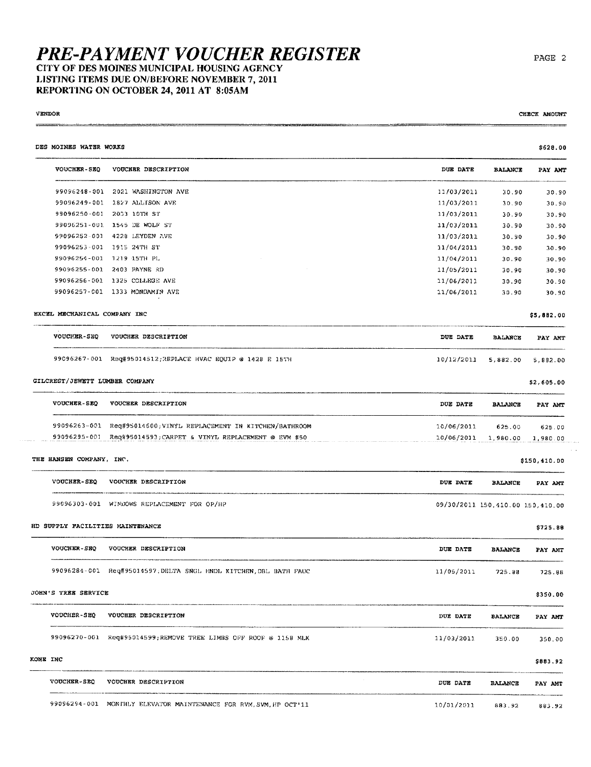# PRE-PAYMENT VOUCHER REGISTER

**CITY OF DES MOINES MUNICIPAL HOUSING AGENCY**
**LISTING ITEMS DUE ON/BEFORE NOVEMBER 7, 2011**
**REPORTING ON OCTOBER 24, 2011 AT 8:05AM**

| VENDOR | | | | CHECK AMOUNT |
|---|---|---|---|---|

**DES MOINES WATER WORKS** — $628.00

| VOUCHER-SEQ | VOUCHER DESCRIPTION | DUE DATE | BALANCE | PAY AMT |
|---|---|---|---|---|
| 99096248-001 | 2021 WASHINGTON AVE | 11/03/2011 | 30.90 | 30.90 |
| 99096249-001 | 1827 ALLISON AVE | 11/03/2011 | 30.90 | 30.90 |
| 99096250-001 | 2033 10TH ST | 11/03/2011 | 30.90 | 30.90 |
| 99096251-001 | 1545 DE WOLF ST | 11/03/2011 | 30.90 | 30.90 |
| 99096252-001 | 4228 LEYDEN AVE | 11/03/2011 | 30.90 | 30.90 |
| 99096253-001 | 1915 24TH ST | 11/04/2011 | 30.90 | 30.90 |
| 99096254-001 | 1219 15TH PL | 11/04/2011 | 30.90 | 30.90 |
| 99096255-001 | 2403 PAYNE RD | 11/05/2011 | 30.90 | 30.90 |
| 99096256-001 | 1325 COLLEGE AVE | 11/06/2011 | 30.90 | 30.90 |
| 99096257-001 | 1333 MONDAMIN AVE | 11/06/2011 | 30.90 | 30.90 |

**EXCEL MECHANICAL COMPANY INC** — $5,882.00

| VOUCHER-SEQ | VOUCHER DESCRIPTION | DUE DATE | BALANCE | PAY AMT |
|---|---|---|---|---|
| 99096267-001 | Req#95014512;REPLACE HVAC EQUIP @ 1428 E 15TH | 10/12/2011 | 5,882.00 | 5,882.00 |

**GILCREST/JEWETT LUMBER COMPANY** — $2,605.00

| VOUCHER-SEQ | VOUCHER DESCRIPTION | DUE DATE | BALANCE | PAY AMT |
|---|---|---|---|---|
| 99096263-001 | Req#95014600;VINYL REPLACEMENT IN KITCHEN/BATHROOM | 10/06/2011 | 625.00 | 625.00 |
| 99096295-001 | Req#95014593;CARPET & VINYL REPLACEMENT @ EVM #50 | 10/06/2011 | 1,980.00 | 1,980.00 |

**THE HANSEN COMPANY, INC.** — $150,410.00

| VOUCHER-SEQ | VOUCHER DESCRIPTION | DUE DATE | BALANCE | PAY AMT |
|---|---|---|---|---|
| 99096303-001 | WINDOWS REPLACEMENT FOR OP/HP | 09/30/2011 | 150,410.00 | 150,410.00 |

**HD SUPPLY FACILITIES MAINTENANCE** — $725.88

| VOUCHER-SEQ | VOUCHER DESCRIPTION | DUE DATE | BALANCE | PAY AMT |
|---|---|---|---|---|
| 99096284-001 | Req#95014597;DELTA SNGL HNDL KITCHEN,DBL BATH FAUC | 11/05/2011 | 725.88 | 725.88 |

**JOHN'S TREE SERVICE** — $350.00

| VOUCHER-SEQ | VOUCHER DESCRIPTION | DUE DATE | BALANCE | PAY AMT |
|---|---|---|---|---|
| 99096270-001 | Req#95014599;REMOVE TREE LIMBS OFF ROOF @ 1158 MLK | 11/03/2011 | 350.00 | 350.00 |

**KONE INC** — $883.92

| VOUCHER-SEQ | VOUCHER DESCRIPTION | DUE DATE | BALANCE | PAY AMT |
|---|---|---|---|---|
| 99096294-001 | MONTHLY ELEVATOR MAINTENANCE FOR RVM,SVM,HP OCT'11 | 10/01/2011 | 883.92 | 883.92 |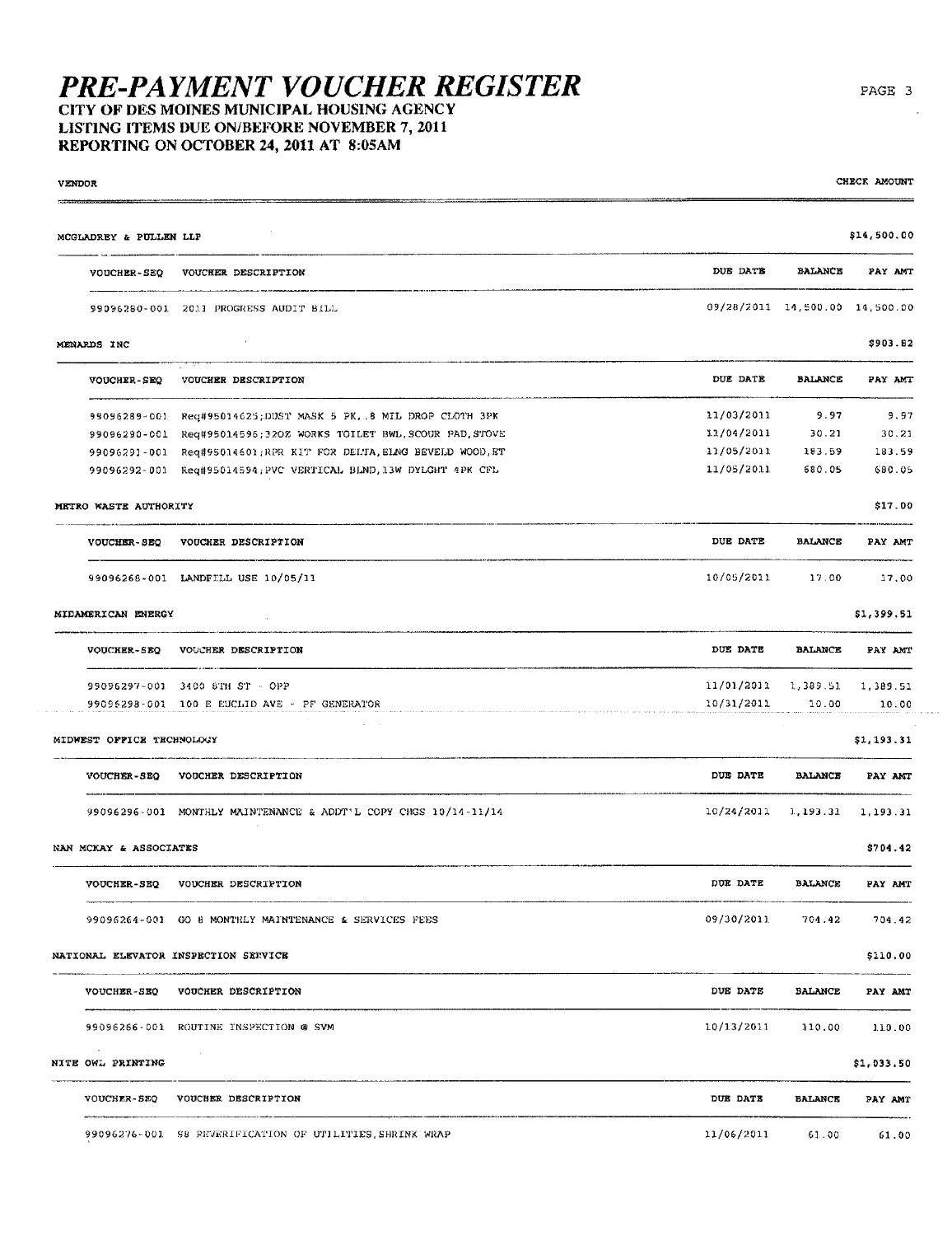# PRE-PAYMENT VOUCHER REGISTER

**CITY OF DES MOINES MUNICIPAL HOUSING AGENCY**
**LISTING ITEMS DUE ON/BEFORE NOVEMBER 7, 2011**
**REPORTING ON OCTOBER 24, 2011 AT 8:05AM**

VENDOR — CHECK AMOUNT

**MCGLADREY & PULLEN LLP** — $14,500.00

| VOUCHER-SEQ | VOUCHER DESCRIPTION | DUE DATE | BALANCE | PAY AMT |
|---|---|---|---|---|
| 99096280-001 | 2011 PROGRESS AUDIT BILL | 09/28/2011 | 14,500.00 | 14,500.00 |

**MENARDS INC** — $903.82

| VOUCHER-SEQ | VOUCHER DESCRIPTION | DUE DATE | BALANCE | PAY AMT |
|---|---|---|---|---|
| 99096289-001 | Req#95014625;DUST MASK 5 PK,.8 MIL DROP CLOTH 3PK | 11/03/2011 | 9.97 | 9.97 |
| 99096290-001 | Req#95014596;32OZ WORKS TOILET BWL,SCOUR PAD,STOVE | 11/04/2011 | 30.21 | 30.21 |
| 99096291-001 | Req#95014601;RPR KIT FOR DELTA,ELNG BEVELD WOOD,ET | 11/05/2011 | 183.59 | 183.59 |
| 99096292-001 | Req#95014594;PVC VERTICAL BLND,13W DYLGHT 4PK CFL | 11/05/2011 | 680.05 | 680.05 |

**METRO WASTE AUTHORITY** — $17.00

| VOUCHER-SEQ | VOUCHER DESCRIPTION | DUE DATE | BALANCE | PAY AMT |
|---|---|---|---|---|
| 99096268-001 | LANDFILL USE 10/05/11 | 10/05/2011 | 17.00 | 17.00 |

**MIDAMERICAN ENERGY** — $1,399.51

| VOUCHER-SEQ | VOUCHER DESCRIPTION | DUE DATE | BALANCE | PAY AMT |
|---|---|---|---|---|
| 99096297-001 | 3400 8TH ST - OPP | 11/01/2011 | 1,389.51 | 1,389.51 |
| 99096298-001 | 100 E EUCLID AVE - PF GENERATOR | 10/31/2011 | 10.00 | 10.00 |

**MIDWEST OFFICE TECHNOLOGY** — $1,193.31

| VOUCHER-SEQ | VOUCHER DESCRIPTION | DUE DATE | BALANCE | PAY AMT |
|---|---|---|---|---|
| 99096296-001 | MONTHLY MAINTENANCE & ADDT'L COPY CHGS 10/14-11/14 | 10/24/2011 | 1,193.31 | 1,193.31 |

**NAN MCKAY & ASSOCIATES** — $704.42

| VOUCHER-SEQ | VOUCHER DESCRIPTION | DUE DATE | BALANCE | PAY AMT |
|---|---|---|---|---|
| 99096264-001 | GO 8 MONTHLY MAINTENANCE & SERVICES FEES | 09/30/2011 | 704.42 | 704.42 |

**NATIONAL ELEVATOR INSPECTION SERVICE** — $110.00

| VOUCHER-SEQ | VOUCHER DESCRIPTION | DUE DATE | BALANCE | PAY AMT |
|---|---|---|---|---|
| 99096266-001 | ROUTINE INSPECTION @ SVM | 10/13/2011 | 110.00 | 110.00 |

**NITE OWL PRINTING** — $1,033.50

| VOUCHER-SEQ | VOUCHER DESCRIPTION | DUE DATE | BALANCE | PAY AMT |
|---|---|---|---|---|
| 99096276-001 | S8 REVERIFICATION OF UTILITIES,SHRINK WRAP | 11/06/2011 | 61.00 | 61.00 |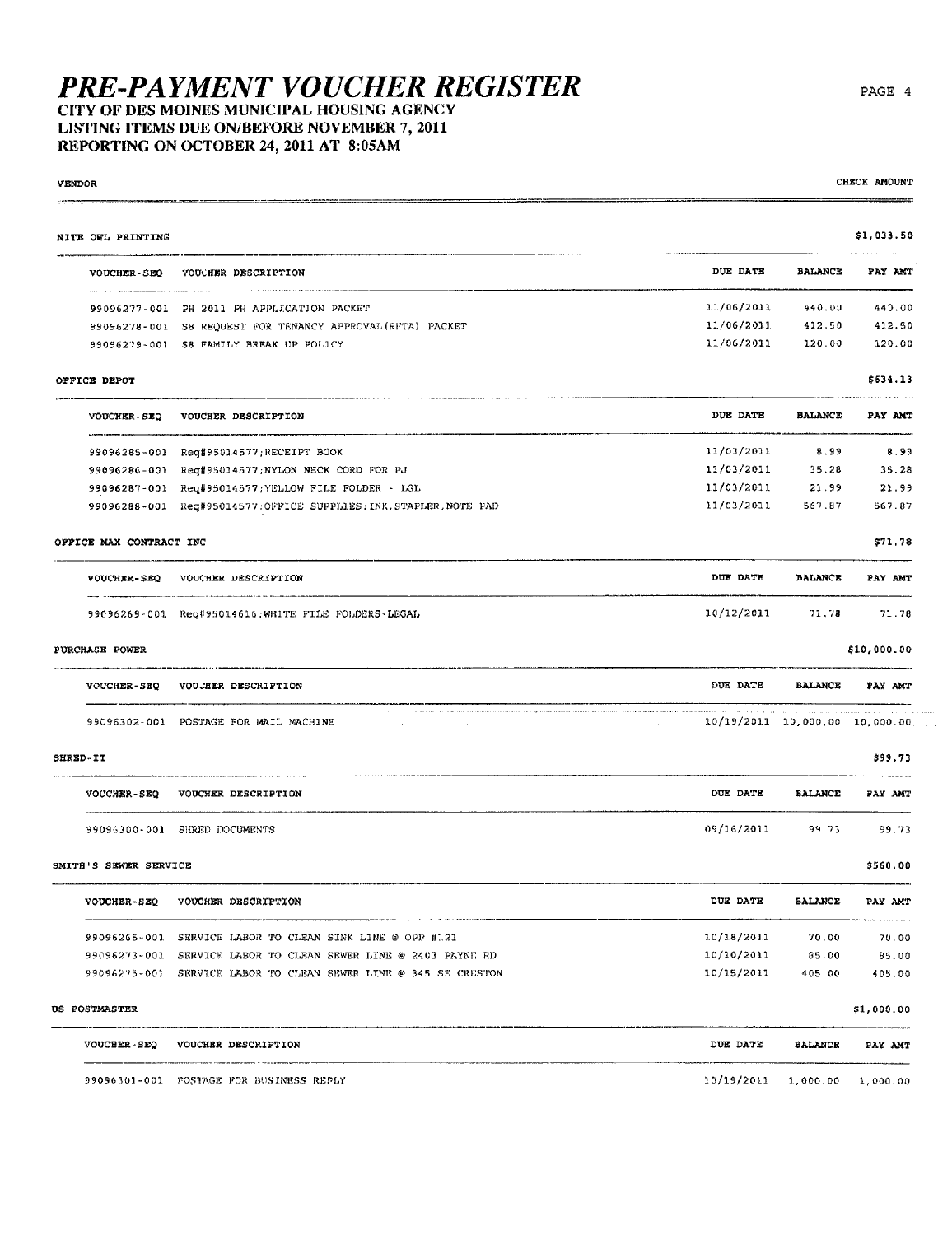# PRE-PAYMENT VOUCHER REGISTER

**CITY OF DES MOINES MUNICIPAL HOUSING AGENCY**
**LISTING ITEMS DUE ON/BEFORE NOVEMBER 7, 2011**
**REPORTING ON OCTOBER 24, 2011 AT 8:05AM**

| VENDOR | | | | CHECK AMOUNT |
|---|---|---|---|---|

## NITE OWL PRINTING — $1,033.50

| VOUCHER-SEQ | VOUCHER DESCRIPTION | DUE DATE | BALANCE | PAY AMT |
|---|---|---|---|---|
| 99096277-001 | PH 2011 PH APPLICATION PACKET | 11/06/2011 | 440.00 | 440.00 |
| 99096278-001 | S8 REQUEST FOR TENANCY APPROVAL(RFTA) PACKET | 11/06/2011 | 412.50 | 412.50 |
| 99096279-001 | S8 FAMILY BREAK UP POLICY | 11/06/2011 | 120.00 | 120.00 |

## OFFICE DEPOT — $634.13

| VOUCHER-SEQ | VOUCHER DESCRIPTION | DUE DATE | BALANCE | PAY AMT |
|---|---|---|---|---|
| 99096285-001 | Req#95014577;RECEIPT BOOK | 11/03/2011 | 8.99 | 8.99 |
| 99096286-001 | Req#95014577;NYLON NECK CORD FOR PJ | 11/03/2011 | 35.28 | 35.28 |
| 99096287-001 | Req#95014577;YELLOW FILE FOLDER - LGL | 11/03/2011 | 21.99 | 21.99 |
| 99096288-001 | Req#95014577;OFFICE SUPPLIES;INK,STAPLER,NOTE PAD | 11/03/2011 | 567.87 | 567.87 |

## OFFICE MAX CONTRACT INC — $71.78

| VOUCHER-SEQ | VOUCHER DESCRIPTION | DUE DATE | BALANCE | PAY AMT |
|---|---|---|---|---|
| 99096269-001 | Req#95014616;WHITE FILE FOLDERS-LEGAL | 10/12/2011 | 71.78 | 71.78 |

## PURCHASE POWER — $10,000.00

| VOUCHER-SEQ | VOUCHER DESCRIPTION | DUE DATE | BALANCE | PAY AMT |
|---|---|---|---|---|
| 99096302-001 | POSTAGE FOR MAIL MACHINE | 10/19/2011 | 10,000.00 | 10,000.00 |

## SHRED-IT — $99.73

| VOUCHER-SEQ | VOUCHER DESCRIPTION | DUE DATE | BALANCE | PAY AMT |
|---|---|---|---|---|
| 99096300-001 | SHRED DOCUMENTS | 09/16/2011 | 99.73 | 99.73 |

## SMITH'S SEWER SERVICE — $560.00

| VOUCHER-SEQ | VOUCHER DESCRIPTION | DUE DATE | BALANCE | PAY AMT |
|---|---|---|---|---|
| 99096265-001 | SERVICE LABOR TO CLEAN SINK LINE @ OPP #121 | 10/18/2011 | 70.00 | 70.00 |
| 99096273-001 | SERVICE LABOR TO CLEAN SEWER LINE @ 2403 PAYNE RD | 10/10/2011 | 85.00 | 85.00 |
| 99096275-001 | SERVICE LABOR TO CLEAN SEWER LINE @ 345 SE CRESTON | 10/15/2011 | 405.00 | 405.00 |

## US POSTMASTER — $1,000.00

| VOUCHER-SEQ | VOUCHER DESCRIPTION | DUE DATE | BALANCE | PAY AMT |
|---|---|---|---|---|
| 99096301-001 | POSTAGE FOR BUSINESS REPLY | 10/19/2011 | 1,000.00 | 1,000.00 |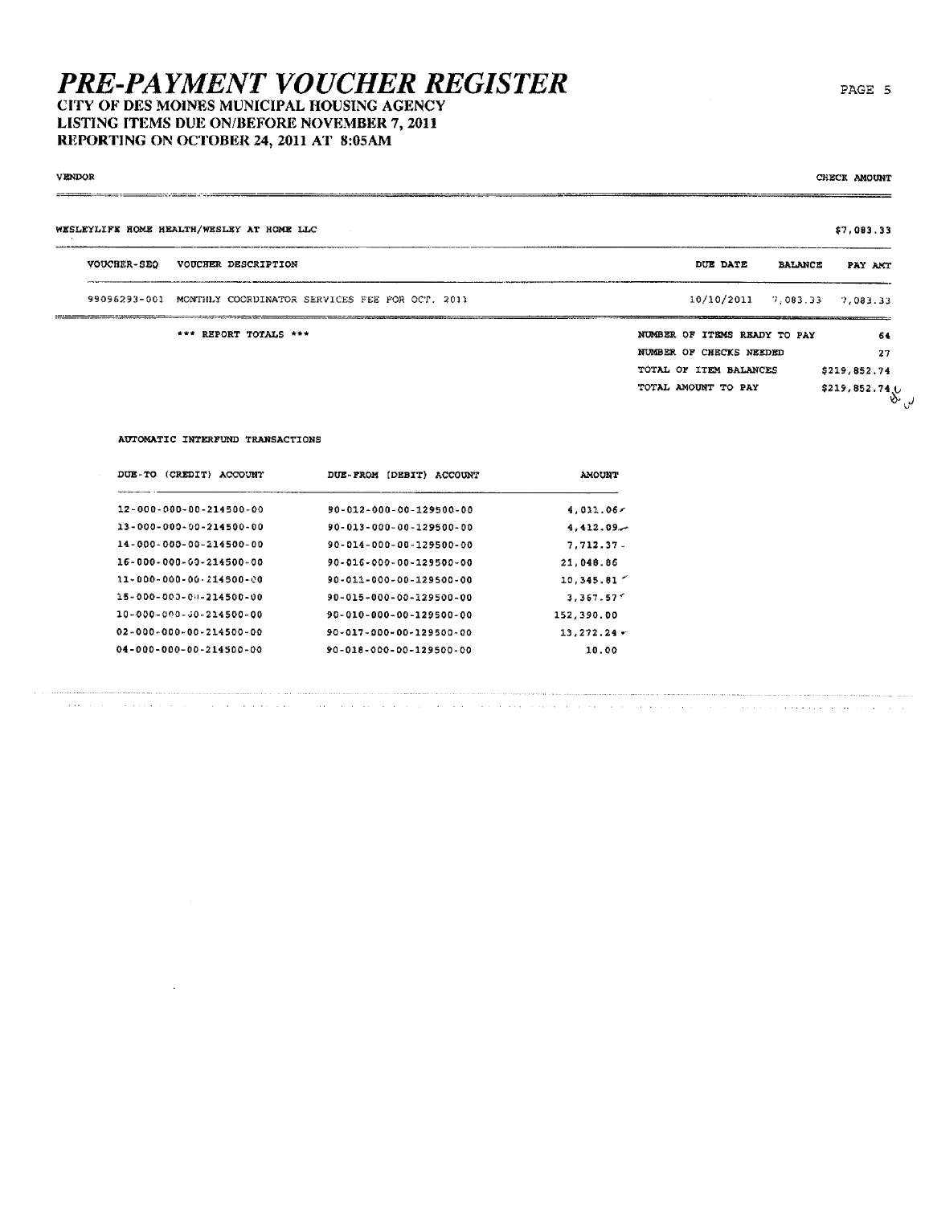# PRE-PAYMENT VOUCHER REGISTER

**CITY OF DES MOINES MUNICIPAL HOUSING AGENCY**
**LISTING ITEMS DUE ON/BEFORE NOVEMBER 7, 2011**
**REPORTING ON OCTOBER 24, 2011 AT 8:05AM**

| VENDOR | CHECK AMOUNT |
|---|---|
| WESLEYLIFE HOME HEALTH/WESLEY AT HOME LLC | $7,083.33 |

| VOUCHER-SEQ | VOUCHER DESCRIPTION | DUE DATE | BALANCE | PAY AMT |
|---|---|---|---|---|
| 99096293-001 | MONTHLY COORDINATOR SERVICES FEE FOR OCT. 2011 | 10/10/2011 | 7,083.33 | 7,083.33 |

*** REPORT TOTALS ***

| | |
|---|---|
| NUMBER OF ITEMS READY TO PAY | 64 |
| NUMBER OF CHECKS NEEDED | 27 |
| TOTAL OF ITEM BALANCES | $219,852.74 |
| TOTAL AMOUNT TO PAY | $219,852.74 |

AUTOMATIC INTERFUND TRANSACTIONS

| DUE-TO (CREDIT) ACCOUNT | DUE-FROM (DEBIT) ACCOUNT | AMOUNT |
|---|---|---|
| 12-000-000-00-214500-00 | 90-012-000-00-129500-00 | 4,011.06 |
| 13-000-000-00-214500-00 | 90-013-000-00-129500-00 | 4,412.09 |
| 14-000-000-00-214500-00 | 90-014-000-00-129500-00 | 7,712.37 |
| 16-000-000-00-214500-00 | 90-016-000-00-129500-00 | 21,048.86 |
| 11-000-000-00-214500-00 | 90-011-000-00-129500-00 | 10,345.81 |
| 15-000-000-00-214500-00 | 90-015-000-00-129500-00 | 3,367.57 |
| 10-000-000-00-214500-00 | 90-010-000-00-129500-00 | 152,390.00 |
| 02-000-000-00-214500-00 | 90-017-000-00-129500-00 | 13,272.24 |
| 04-000-000-00-214500-00 | 90-018-000-00-129500-00 | 10.00 |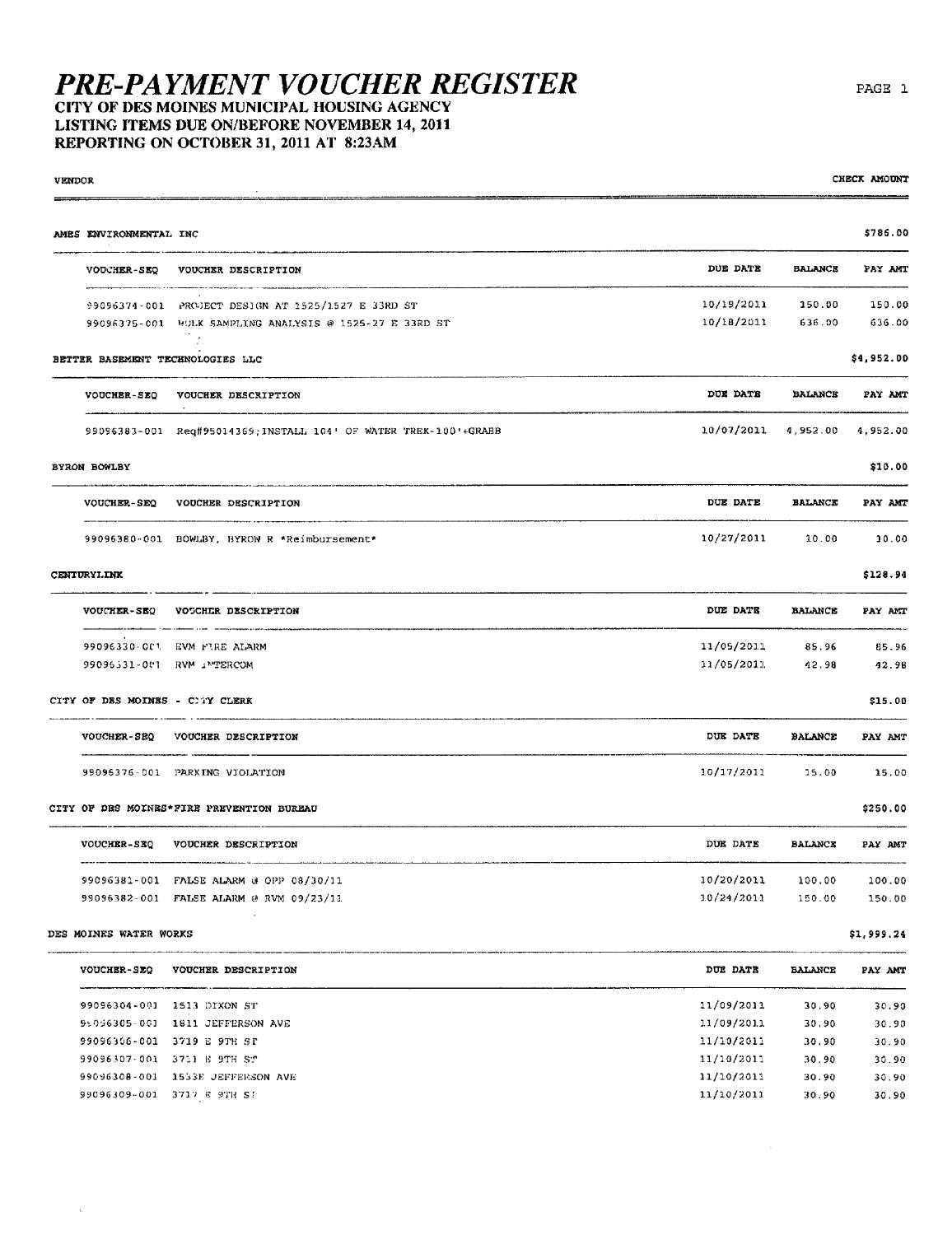# *PRE-PAYMENT VOUCHER REGISTER*

**CITY OF DES MOINES MUNICIPAL HOUSING AGENCY**
**LISTING ITEMS DUE ON/BEFORE NOVEMBER 14, 2011**
**REPORTING ON OCTOBER 31, 2011 AT 8:23AM**

| VENDOR | | | | CHECK AMOUNT |
|---|---|---|---|---|

**AMES ENVIRONMENTAL INC** — $786.00

| VOUCHER-SEQ | VOUCHER DESCRIPTION | DUE DATE | BALANCE | PAY AMT |
|---|---|---|---|---|
| 99096374-001 | PROJECT DESIGN AT 1525/1527 E 33RD ST | 10/19/2011 | 150.00 | 150.00 |
| 99096375-001 | BULK SAMPLING ANALYSIS @ 1525-27 E 33RD ST | 10/18/2011 | 636.00 | 636.00 |

**BETTER BASEMENT TECHNOLOGIES LLC** — $4,952.00

| VOUCHER-SEQ | VOUCHER DESCRIPTION | DUE DATE | BALANCE | PAY AMT |
|---|---|---|---|---|
| 99096383-001 | Req#95014369;INSTALL 104' OF WATER TREK-100'+GRABB | 10/07/2011 | 4,952.00 | 4,952.00 |

**BYRON BOWLBY** — $10.00

| VOUCHER-SEQ | VOUCHER DESCRIPTION | DUE DATE | BALANCE | PAY AMT |
|---|---|---|---|---|
| 99096380-001 | BOWLBY, BYRON R *Reimbursement* | 10/27/2011 | 10.00 | 10.00 |

**CENTURYLINK** — $128.94

| VOUCHER-SEQ | VOUCHER DESCRIPTION | DUE DATE | BALANCE | PAY AMT |
|---|---|---|---|---|
| 99096330-001 | RVM FIRE ALARM | 11/05/2011 | 85.96 | 85.96 |
| 99096331-001 | RVM INTERCOM | 11/05/2011 | 42.98 | 42.98 |

**CITY OF DES MOINES - CITY CLERK** — $15.00

| VOUCHER-SEQ | VOUCHER DESCRIPTION | DUE DATE | BALANCE | PAY AMT |
|---|---|---|---|---|
| 99096376-001 | PARKING VIOLATION | 10/17/2011 | 15.00 | 15.00 |

**CITY OF DES MOINES*FIRE PREVENTION BUREAU** — $250.00

| VOUCHER-SEQ | VOUCHER DESCRIPTION | DUE DATE | BALANCE | PAY AMT |
|---|---|---|---|---|
| 99096381-001 | FALSE ALARM @ OPP 08/30/11 | 10/20/2011 | 100.00 | 100.00 |
| 99096382-001 | FALSE ALARM @ RVM 09/23/11 | 10/24/2011 | 150.00 | 150.00 |

**DES MOINES WATER WORKS** — $1,999.24

| VOUCHER-SEQ | VOUCHER DESCRIPTION | DUE DATE | BALANCE | PAY AMT |
|---|---|---|---|---|
| 99096304-001 | 1513 DIXON ST | 11/09/2011 | 30.90 | 30.90 |
| 99096305-001 | 1811 JEFFERSON AVE | 11/09/2011 | 30.90 | 30.90 |
| 99096306-001 | 3719 E 9TH ST | 11/10/2011 | 30.90 | 30.90 |
| 99096307-001 | 3711 E 9TH ST | 11/10/2011 | 30.90 | 30.90 |
| 99096308-001 | 1533E JEFFERSON AVE | 11/10/2011 | 30.90 | 30.90 |
| 99096309-001 | 3717 E 9TH ST | 11/10/2011 | 30.90 | 30.90 |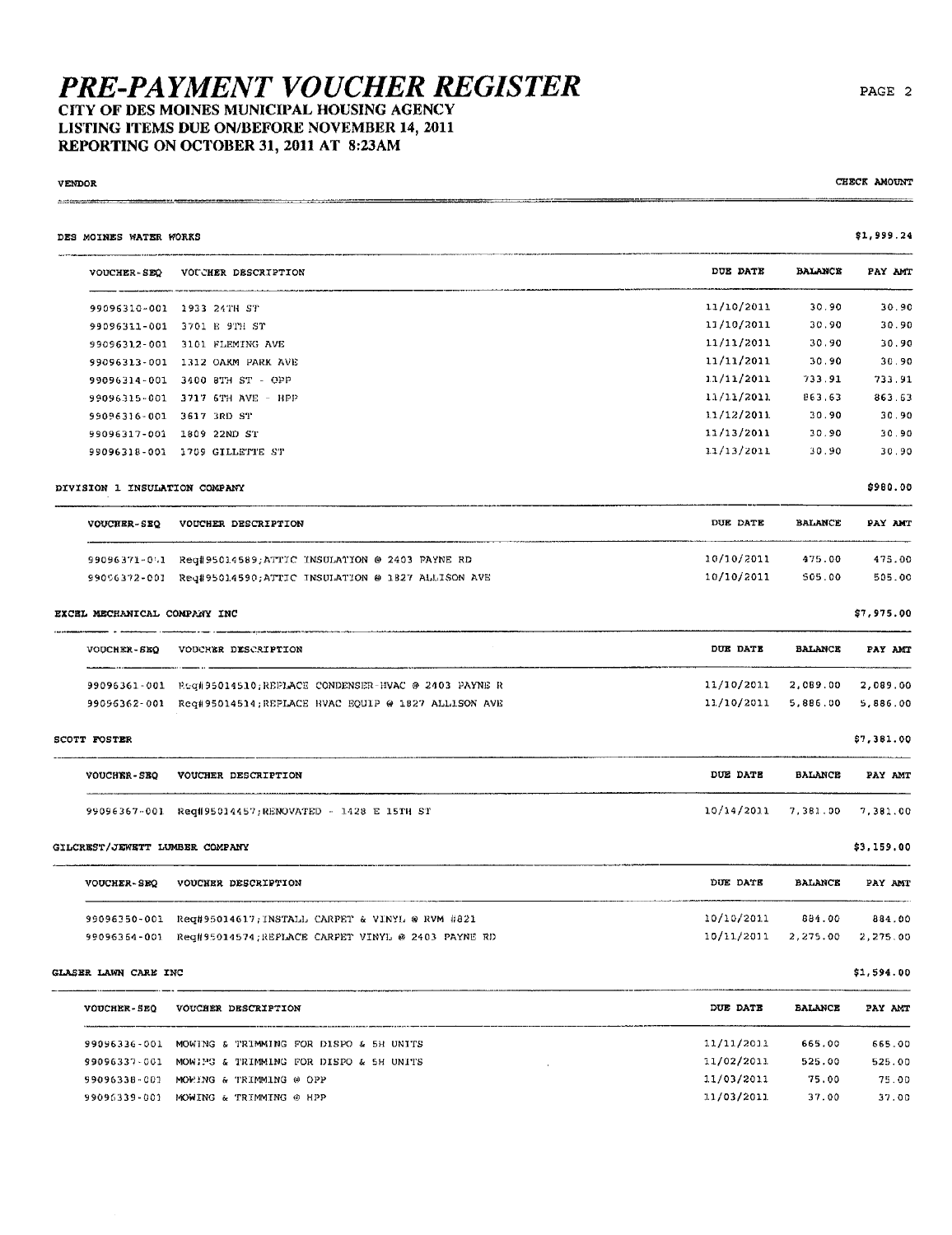# PRE-PAYMENT VOUCHER REGISTER

**CITY OF DES MOINES MUNICIPAL HOUSING AGENCY**
**LISTING ITEMS DUE ON/BEFORE NOVEMBER 14, 2011**
**REPORTING ON OCTOBER 31, 2011 AT 8:23AM**

| VENDOR | | | | CHECK AMOUNT |
|---|---|---|---|---|

**DES MOINES WATER WORKS** — $1,999.24

| VOUCHER-SEQ | VOUCHER DESCRIPTION | DUE DATE | BALANCE | PAY AMT |
|---|---|---|---|---|
| 99096310-001 | 1933 24TH ST | 11/10/2011 | 30.90 | 30.90 |
| 99096311-001 | 3701 E 9TH ST | 11/10/2011 | 30.90 | 30.90 |
| 99096312-001 | 3101 FLEMING AVE | 11/11/2011 | 30.90 | 30.90 |
| 99096313-001 | 1312 OAKM PARK AVE | 11/11/2011 | 30.90 | 30.90 |
| 99096314-001 | 3400 8TH ST - OPP | 11/11/2011 | 733.91 | 733.91 |
| 99096315-001 | 3717 6TH AVE - HPP | 11/11/2011 | 863.63 | 863.63 |
| 99096316-001 | 3617 3RD ST | 11/12/2011 | 30.90 | 30.90 |
| 99096317-001 | 1809 22ND ST | 11/13/2011 | 30.90 | 30.90 |
| 99096318-001 | 1709 GILLETTE ST | 11/13/2011 | 30.90 | 30.90 |

**DIVISION 1 INSULATION COMPANY** — $980.00

| VOUCHER-SEQ | VOUCHER DESCRIPTION | DUE DATE | BALANCE | PAY AMT |
|---|---|---|---|---|
| 99096371-001 | Req#95014589;ATTIC INSULATION @ 2403 PAYNE RD | 10/10/2011 | 475.00 | 475.00 |
| 99096372-001 | Req#95014590;ATTIC INSULATION @ 1827 ALLISON AVE | 10/10/2011 | 505.00 | 505.00 |

**EXCEL MECHANICAL COMPANY INC** — $7,975.00

| VOUCHER-SEQ | VOUCHER DESCRIPTION | DUE DATE | BALANCE | PAY AMT |
|---|---|---|---|---|
| 99096361-001 | Req#95014510;REPLACE CONDENSER-HVAC @ 2403 PAYNE R | 11/10/2011 | 2,089.00 | 2,089.00 |
| 99096362-001 | Req#95014514;REPLACE HVAC EQUIP @ 1827 ALLISON AVE | 11/10/2011 | 5,886.00 | 5,886.00 |

**SCOTT FOSTER** — $7,381.00

| VOUCHER-SEQ | VOUCHER DESCRIPTION | DUE DATE | BALANCE | PAY AMT |
|---|---|---|---|---|
| 99096367-001 | Req#95014457;RENOVATED - 1428 E 15TH ST | 10/14/2011 | 7,381.00 | 7,381.00 |

**GILCREST/JEWETT LUMBER COMPANY** — $3,159.00

| VOUCHER-SEQ | VOUCHER DESCRIPTION | DUE DATE | BALANCE | PAY AMT |
|---|---|---|---|---|
| 99096350-001 | Req#95014617;INSTALL CARPET & VINYL @ RVM #821 | 10/10/2011 | 884.00 | 884.00 |
| 99096364-001 | Req#95014574;REPLACE CARPET VINYL @ 2403 PAYNE RD | 10/11/2011 | 2,275.00 | 2,275.00 |

**GLASER LAWN CARE INC** — $1,594.00

| VOUCHER-SEQ | VOUCHER DESCRIPTION | DUE DATE | BALANCE | PAY AMT |
|---|---|---|---|---|
| 99096336-001 | MOWING & TRIMMING FOR DISPO & SH UNITS | 11/11/2011 | 665.00 | 665.00 |
| 99096337-001 | MOWING & TRIMMING FOR DISPO & SH UNITS | 11/02/2011 | 525.00 | 525.00 |
| 99096338-001 | MOWING & TRIMMING @ OPP | 11/03/2011 | 75.00 | 75.00 |
| 99096339-001 | MOWING & TRIMMING @ HPP | 11/03/2011 | 37.00 | 37.00 |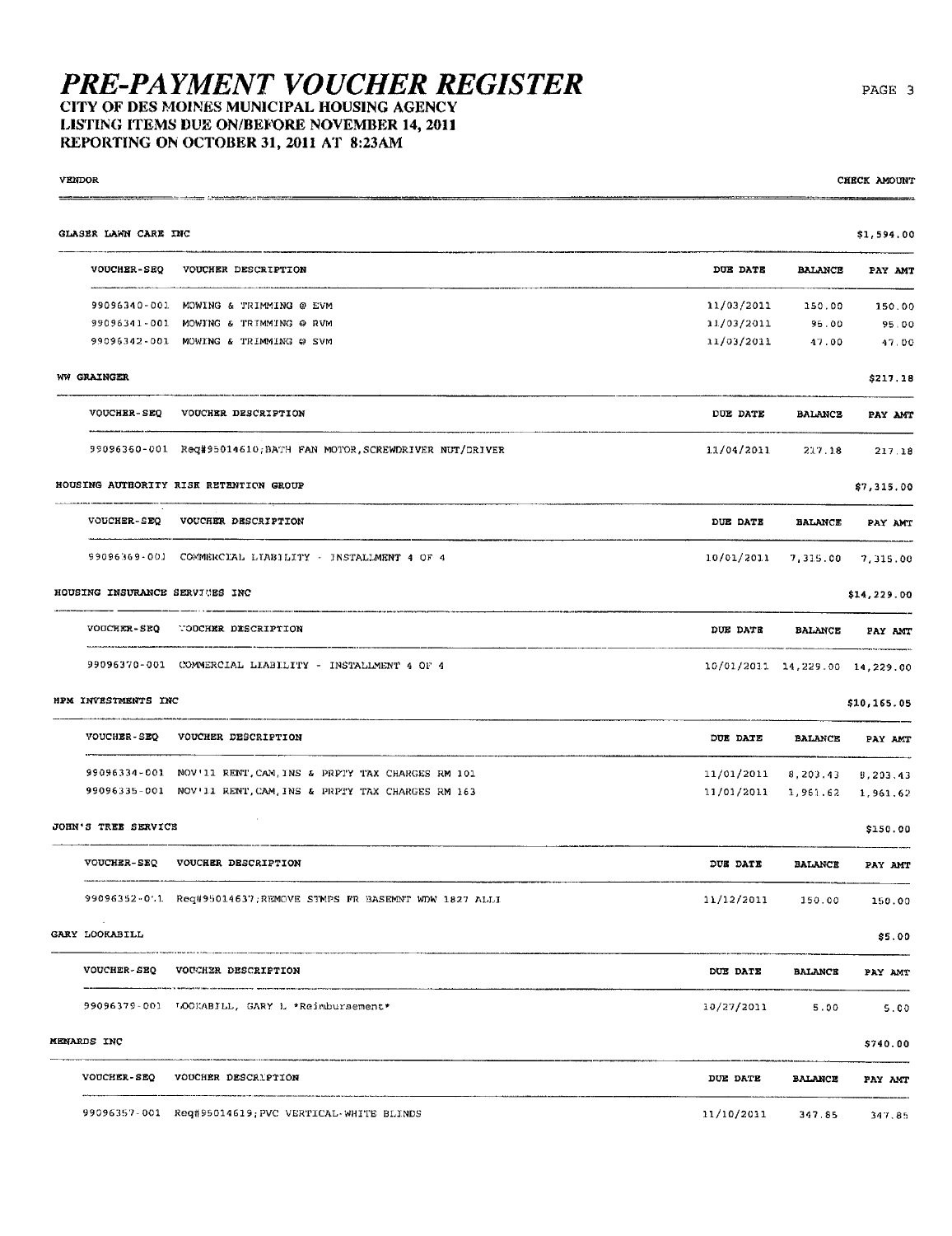# PRE-PAYMENT VOUCHER REGISTER

**CITY OF DES MOINES MUNICIPAL HOUSING AGENCY**
**LISTING ITEMS DUE ON/BEFORE NOVEMBER 14, 2011**
**REPORTING ON OCTOBER 31, 2011 AT 8:23AM**

VENDOR | CHECK AMOUNT

**GLASER LAWN CARE INC** — $1,594.00

| VOUCHER-SEQ | VOUCHER DESCRIPTION | DUE DATE | BALANCE | PAY AMT |
|---|---|---|---|---|
| 99096340-001 | MOWING & TRIMMING @ EVM | 11/03/2011 | 150.00 | 150.00 |
| 99096341-001 | MOWING & TRIMMING @ RVM | 11/03/2011 | 95.00 | 95.00 |
| 99096342-001 | MOWING & TRIMMING @ SVM | 11/03/2011 | 47.00 | 47.00 |

**WW GRAINGER** — $217.18

| VOUCHER-SEQ | VOUCHER DESCRIPTION | DUE DATE | BALANCE | PAY AMT |
|---|---|---|---|---|
| 99096360-001 | Req#95014610;BATH FAN MOTOR,SCREWDRIVER NUT/DRIVER | 11/04/2011 | 217.18 | 217.18 |

**HOUSING AUTHORITY RISK RETENTION GROUP** — $7,315.00

| VOUCHER-SEQ | VOUCHER DESCRIPTION | DUE DATE | BALANCE | PAY AMT |
|---|---|---|---|---|
| 99096369-001 | COMMERCIAL LIABILITY - INSTALLMENT 4 OF 4 | 10/01/2011 | 7,315.00 | 7,315.00 |

**HOUSING INSURANCE SERVICES INC** — $14,229.00

| VOUCHER-SEQ | VOUCHER DESCRIPTION | DUE DATE | BALANCE | PAY AMT |
|---|---|---|---|---|
| 99096370-001 | COMMERCIAL LIABILITY - INSTALLMENT 4 OF 4 | 10/01/2011 | 14,229.00 | 14,229.00 |

**HPM INVESTMENTS INC** — $10,165.05

| VOUCHER-SEQ | VOUCHER DESCRIPTION | DUE DATE | BALANCE | PAY AMT |
|---|---|---|---|---|
| 99096334-001 | NOV'11 RENT,CAM,INS & PRPTY TAX CHARGES RM 101 | 11/01/2011 | 8,203.43 | 8,203.43 |
| 99096335-001 | NOV'11 RENT,CAM,INS & PRPTY TAX CHARGES RM 163 | 11/01/2011 | 1,961.62 | 1,961.62 |

**JOHN'S TREE SERVICE** — $150.00

| VOUCHER-SEQ | VOUCHER DESCRIPTION | DUE DATE | BALANCE | PAY AMT |
|---|---|---|---|---|
| 99096352-001 | Req#95014637;REMOVE STMPS FR BASEMNT WDW 1827 ALLI | 11/12/2011 | 150.00 | 150.00 |

**GARY LOOKABILL** — $5.00

| VOUCHER-SEQ | VOUCHER DESCRIPTION | DUE DATE | BALANCE | PAY AMT |
|---|---|---|---|---|
| 99096379-001 | LOOKABILL, GARY L *Reimbursement* | 10/27/2011 | 5.00 | 5.00 |

**MENARDS INC** — $740.00

| VOUCHER-SEQ | VOUCHER DESCRIPTION | DUE DATE | BALANCE | PAY AMT |
|---|---|---|---|---|
| 99096357-001 | Req#95014619;PVC VERTICAL-WHITE BLINDS | 11/10/2011 | 347.85 | 347.85 |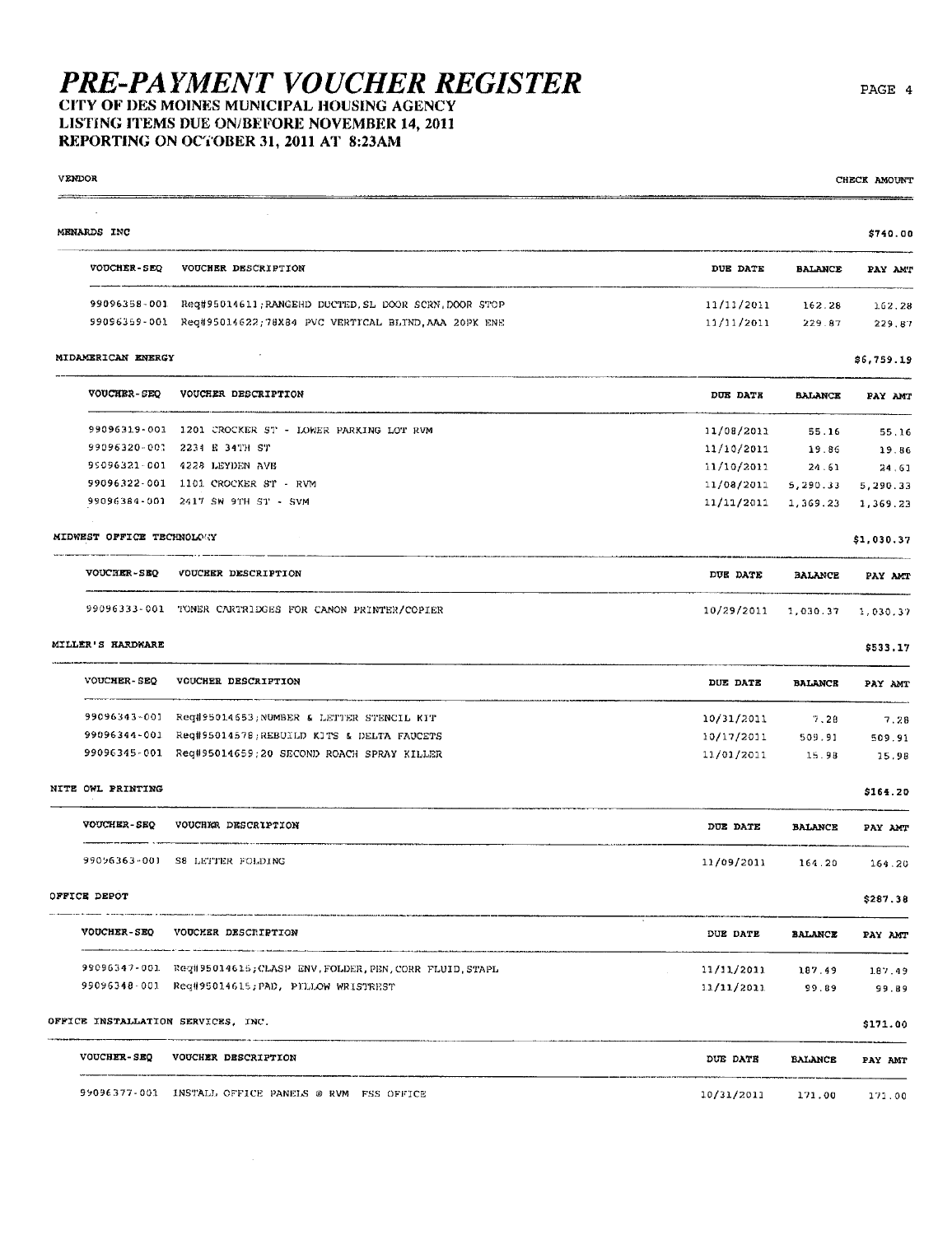# PRE-PAYMENT VOUCHER REGISTER

**CITY OF DES MOINES MUNICIPAL HOUSING AGENCY**
**LISTING ITEMS DUE ON/BEFORE NOVEMBER 14, 2011**
**REPORTING ON OCTOBER 31, 2011 AT 8:23AM**

VENDOR | CHECK AMOUNT

## MENARDS INC — $740.00

| VOUCHER-SEQ | VOUCHER DESCRIPTION | DUE DATE | BALANCE | PAY AMT |
|---|---|---|---|---|
| 99096358-001 | Req#95014611;RANGEHD DUCTED,SL DOOR SCRN,DOOR STOP | 11/11/2011 | 162.28 | 162.28 |
| 99096359-001 | Req#95014622;78X84 PVC VERTICAL BLIND,AAA 20PK ENE | 11/11/2011 | 229.87 | 229.87 |

## MIDAMERICAN ENERGY — $6,759.19

| VOUCHER-SEQ | VOUCHER DESCRIPTION | DUE DATE | BALANCE | PAY AMT |
|---|---|---|---|---|
| 99096319-001 | 1201 CROCKER ST - LOWER PARKING LOT RVM | 11/08/2011 | 55.16 | 55.16 |
| 99096320-001 | 2234 E 34TH ST | 11/10/2011 | 19.86 | 19.86 |
| 99096321-001 | 4228 LEYDEN AVE | 11/10/2011 | 24.61 | 24.61 |
| 99096322-001 | 1101 CROCKER ST - RVM | 11/08/2011 | 5,290.33 | 5,290.33 |
| 99096384-001 | 2417 SW 9TH ST - SVM | 11/11/2011 | 1,369.23 | 1,369.23 |

## MIDWEST OFFICE TECHNOLOGY — $1,030.37

| VOUCHER-SEQ | VOUCHER DESCRIPTION | DUE DATE | BALANCE | PAY AMT |
|---|---|---|---|---|
| 99096333-001 | TONER CARTRIDGES FOR CANON PRINTER/COPIER | 10/29/2011 | 1,030.37 | 1,030.37 |

## MILLER'S HARDWARE — $533.17

| VOUCHER-SEQ | VOUCHER DESCRIPTION | DUE DATE | BALANCE | PAY AMT |
|---|---|---|---|---|
| 99096343-001 | Req#95014653;NUMBER & LETTER STENCIL KIT | 10/31/2011 | 7.28 | 7.28 |
| 99096344-001 | Req#95014578;REBUILD KITS & DELTA FAUCETS | 10/17/2011 | 509.91 | 509.91 |
| 99096345-001 | Req#95014659;20 SECOND ROACH SPRAY KILLER | 11/01/2011 | 15.98 | 15.98 |

## NITE OWL PRINTING — $164.20

| VOUCHER-SEQ | VOUCHER DESCRIPTION | DUE DATE | BALANCE | PAY AMT |
|---|---|---|---|---|
| 99096363-001 | S8 LETTER FOLDING | 11/09/2011 | 164.20 | 164.20 |

## OFFICE DEPOT — $287.38

| VOUCHER-SEQ | VOUCHER DESCRIPTION | DUE DATE | BALANCE | PAY AMT |
|---|---|---|---|---|
| 99096347-001 | Req#95014615;CLASP ENV,FOLDER,PEN,CORR FLUID,STAPL | 11/11/2011 | 187.49 | 187.49 |
| 99096348-001 | Req#95014615;PAD, PILLOW WRISTREST | 11/11/2011 | 99.89 | 99.89 |

## OFFICE INSTALLATION SERVICES, INC. — $171.00

| VOUCHER-SEQ | VOUCHER DESCRIPTION | DUE DATE | BALANCE | PAY AMT |
|---|---|---|---|---|
| 99096377-001 | INSTALL OFFICE PANELS @ RVM FSS OFFICE | 10/31/2011 | 171.00 | 171.00 |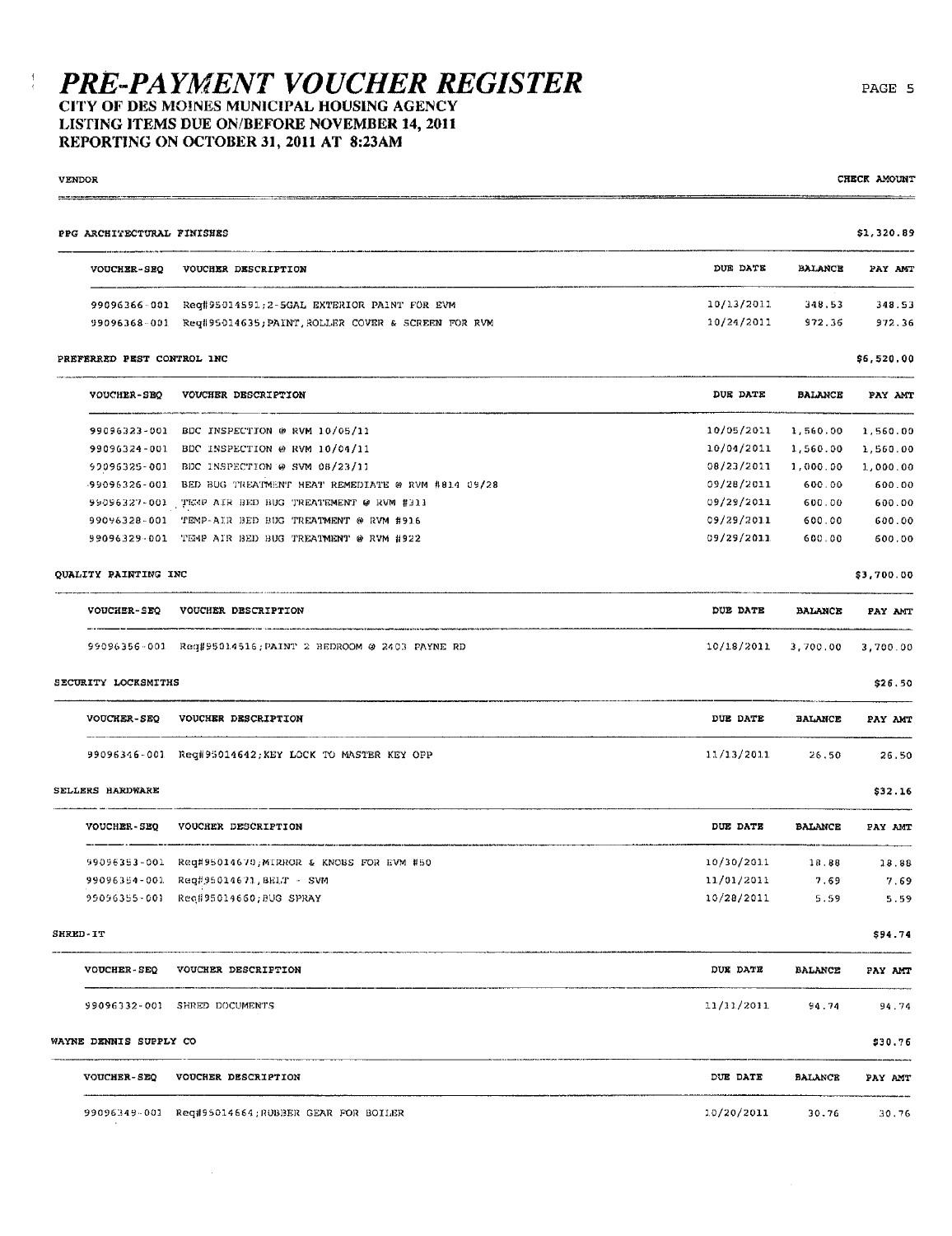# PRE-PAYMENT VOUCHER REGISTER

**CITY OF DES MOINES MUNICIPAL HOUSING AGENCY**
**LISTING ITEMS DUE ON/BEFORE NOVEMBER 14, 2011**
**REPORTING ON OCTOBER 31, 2011 AT 8:23AM**

VENDOR | CHECK AMOUNT

## PPG ARCHITECTURAL FINISHES — $1,320.89

| VOUCHER-SEQ | VOUCHER DESCRIPTION | DUE DATE | BALANCE | PAY AMT |
|---|---|---|---|---|
| 99096366-001 | Req#95014591;2-5GAL EXTERIOR PAINT FOR EVM | 10/13/2011 | 348.53 | 348.53 |
| 99096368-001 | Req#95014635;PAINT,ROLLER COVER & SCREEN FOR RVM | 10/24/2011 | 972.36 | 972.36 |

## PREFERRED PEST CONTROL INC — $6,520.00

| VOUCHER-SEQ | VOUCHER DESCRIPTION | DUE DATE | BALANCE | PAY AMT |
|---|---|---|---|---|
| 99096323-001 | BDC INSPECTION @ RVM 10/05/11 | 10/05/2011 | 1,560.00 | 1,560.00 |
| 99096324-001 | BDC INSPECTION @ RVM 10/04/11 | 10/04/2011 | 1,560.00 | 1,560.00 |
| 99096325-001 | BDC INSPECTION @ SVM 08/23/11 | 08/23/2011 | 1,000.00 | 1,000.00 |
| 99096326-001 | BED BUG TREATMENT HEAT REMEDIATE @ RVM #814 09/28 | 09/28/2011 | 600.00 | 600.00 |
| 99096327-001 | TEMP AIR BED BUG TREATEMENT @ RVM #311 | 09/29/2011 | 600.00 | 600.00 |
| 99096328-001 | TEMP-AIR BED BUG TREATMENT @ RVM #916 | 09/29/2011 | 600.00 | 600.00 |
| 99096329-001 | TEMP AIR BED BUG TREATMENT @ RVM #922 | 09/29/2011 | 600.00 | 600.00 |

## QUALITY PAINTING INC — $3,700.00

| VOUCHER-SEQ | VOUCHER DESCRIPTION | DUE DATE | BALANCE | PAY AMT |
|---|---|---|---|---|
| 99096356-001 | Req#95014516;PAINT 2 BEDROOM @ 2403 PAYNE RD | 10/18/2011 | 3,700.00 | 3,700.00 |

## SECURITY LOCKSMITHS — $26.50

| VOUCHER-SEQ | VOUCHER DESCRIPTION | DUE DATE | BALANCE | PAY AMT |
|---|---|---|---|---|
| 99096346-001 | Req#95014642;KEY LOCK TO MASTER KEY OPP | 11/13/2011 | 26.50 | 26.50 |

## SELLERS HARDWARE — $32.16

| VOUCHER-SEQ | VOUCHER DESCRIPTION | DUE DATE | BALANCE | PAY AMT |
|---|---|---|---|---|
| 99096353-001 | Req#95014670;MIRROR & KNOBS FOR EVM #50 | 10/30/2011 | 18.88 | 18.88 |
| 99096354-001 | Req#95014671,BELT - SVM | 11/01/2011 | 7.69 | 7.69 |
| 99096355-001 | Req#95014660;BUG SPRAY | 10/28/2011 | 5.59 | 5.59 |

## SHRED-IT — $94.74

| VOUCHER-SEQ | VOUCHER DESCRIPTION | DUE DATE | BALANCE | PAY AMT |
|---|---|---|---|---|
| 99096332-001 | SHRED DOCUMENTS | 11/11/2011 | 94.74 | 94.74 |

## WAYNE DENNIS SUPPLY CO — $30.76

| VOUCHER-SEQ | VOUCHER DESCRIPTION | DUE DATE | BALANCE | PAY AMT |
|---|---|---|---|---|
| 99096349-001 | Req#95014664;RUBBER GEAR FOR BOILER | 10/20/2011 | 30.76 | 30.76 |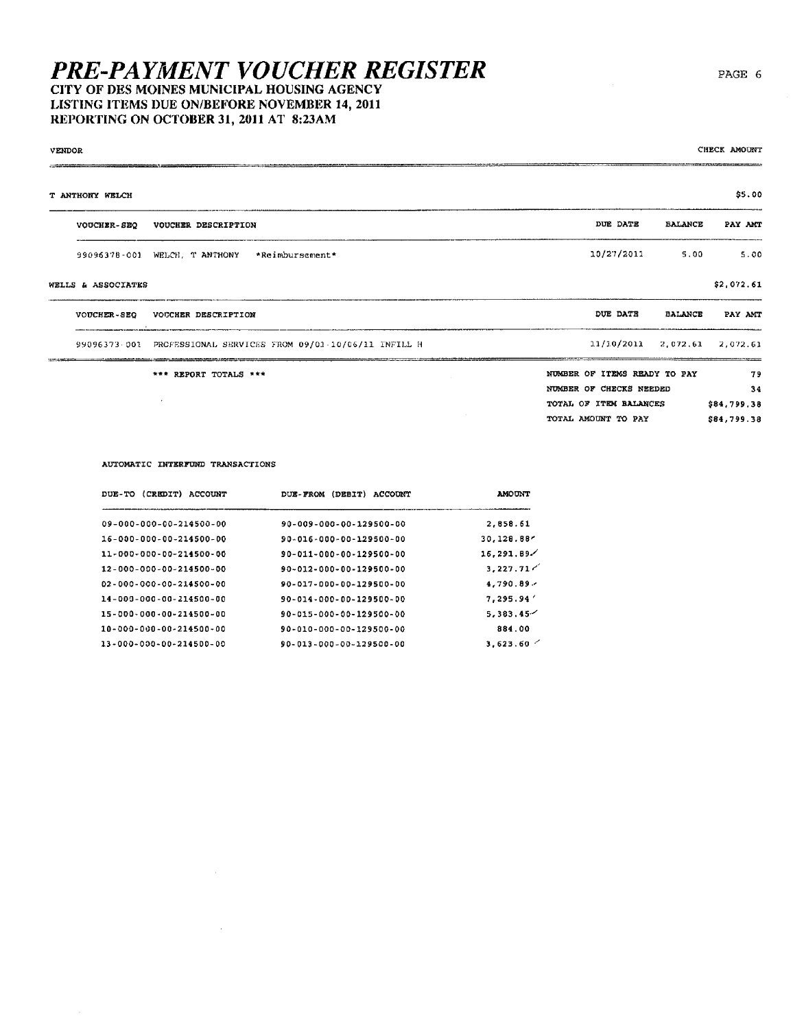# PRE-PAYMENT VOUCHER REGISTER

**CITY OF DES MOINES MUNICIPAL HOUSING AGENCY**
**LISTING ITEMS DUE ON/BEFORE NOVEMBER 14, 2011**
**REPORTING ON OCTOBER 31, 2011 AT 8:23AM**

| VENDOR | | | | CHECK AMOUNT |
|---|---|---|---|---|
| **T ANTHONY WELCH** | | | | $5.00 |
| VOUCHER-SEQ | VOUCHER DESCRIPTION | DUE DATE | BALANCE | PAY AMT |
| 99096378-001 | WELCH, T ANTHONY *Reimbursement* | 10/27/2011 | 5.00 | 5.00 |
| **WELLS & ASSOCIATES** | | | | $2,072.61 |
| VOUCHER-SEQ | VOUCHER DESCRIPTION | DUE DATE | BALANCE | PAY AMT |
| 99096373-001 | PROFESSIONAL SERVICES FROM 09/01-10/06/11 INFILL H | 11/10/2011 | 2,072.61 | 2,072.61 |

| *** REPORT TOTALS *** | |
|---|---|
| NUMBER OF ITEMS READY TO PAY | 79 |
| NUMBER OF CHECKS NEEDED | 34 |
| TOTAL OF ITEM BALANCES | $84,799.38 |
| TOTAL AMOUNT TO PAY | $84,799.38 |

AUTOMATIC INTERFUND TRANSACTIONS

| DUE-TO (CREDIT) ACCOUNT | DUE-FROM (DEBIT) ACCOUNT | AMOUNT |
|---|---|---|
| 09-000-000-00-214500-00 | 90-009-000-00-129500-00 | 2,858.61 |
| 16-000-000-00-214500-00 | 90-016-000-00-129500-00 | 30,128.88 |
| 11-000-000-00-214500-00 | 90-011-000-00-129500-00 | 16,291.89 |
| 12-000-000-00-214500-00 | 90-012-000-00-129500-00 | 3,227.71 |
| 02-000-000-00-214500-00 | 90-017-000-00-129500-00 | 4,790.89 |
| 14-000-000-00-214500-00 | 90-014-000-00-129500-00 | 7,295.94 |
| 15-000-000-00-214500-00 | 90-015-000-00-129500-00 | 5,383.45 |
| 10-000-000-00-214500-00 | 90-010-000-00-129500-00 | 884.00 |
| 13-000-000-00-214500-00 | 90-013-000-00-129500-00 | 3,623.60 |